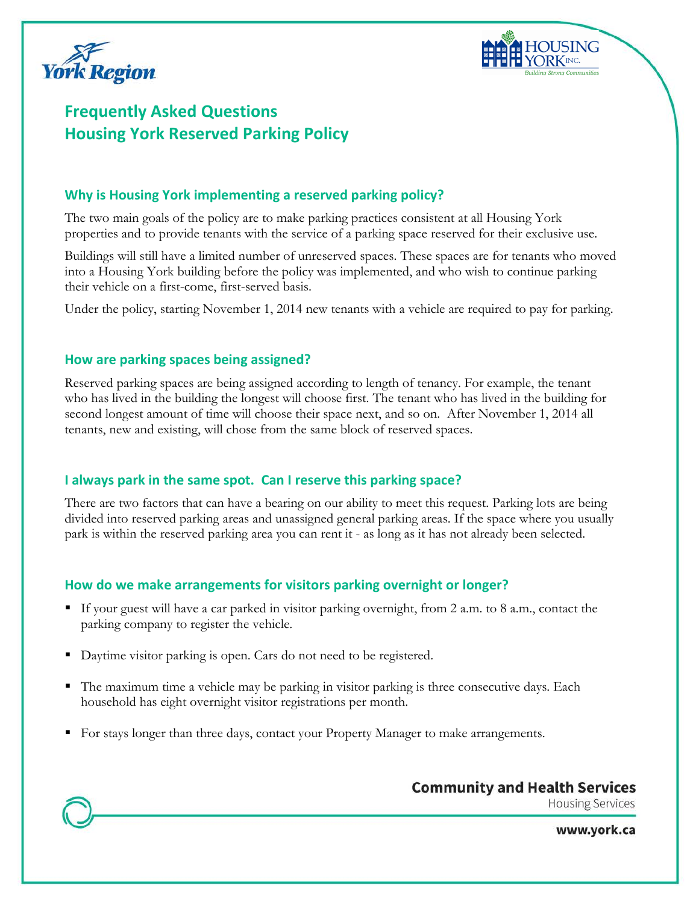# Frequently Asked Questions
# Housing York Reserved Parking Policy

### Why is Housing York implementing a reserved parking policy?

The two main goals of the policy are to make parking practices consistent at all Housing York properties and to provide tenants with the service of a parking space reserved for their exclusive use.

Buildings will still have a limited number of unreserved spaces. These spaces are for tenants who moved into a Housing York building before the policy was implemented, and who wish to continue parking their vehicle on a first-come, first-served basis.

Under the policy, starting November 1, 2014 new tenants with a vehicle are required to pay for parking.

### How are parking spaces being assigned?

Reserved parking spaces are being assigned according to length of tenancy. For example, the tenant who has lived in the building the longest will choose first. The tenant who has lived in the building for second longest amount of time will choose their space next, and so on. After November 1, 2014 all tenants, new and existing, will chose from the same block of reserved spaces.

### I always park in the same spot. Can I reserve this parking space?

There are two factors that can have a bearing on our ability to meet this request. Parking lots are being divided into reserved parking areas and unassigned general parking areas. If the space where you usually park is within the reserved parking area you can rent it - as long as it has not already been selected.

### How do we make arrangements for visitors parking overnight or longer?

- If your guest will have a car parked in visitor parking overnight, from 2 a.m. to 8 a.m., contact the parking company to register the vehicle.
- Daytime visitor parking is open. Cars do not need to be registered.
- The maximum time a vehicle may be parking in visitor parking is three consecutive days. Each household has eight overnight visitor registrations per month.
- For stays longer than three days, contact your Property Manager to make arrangements.

**Community and Health Services**
Housing Services

**www.york.ca**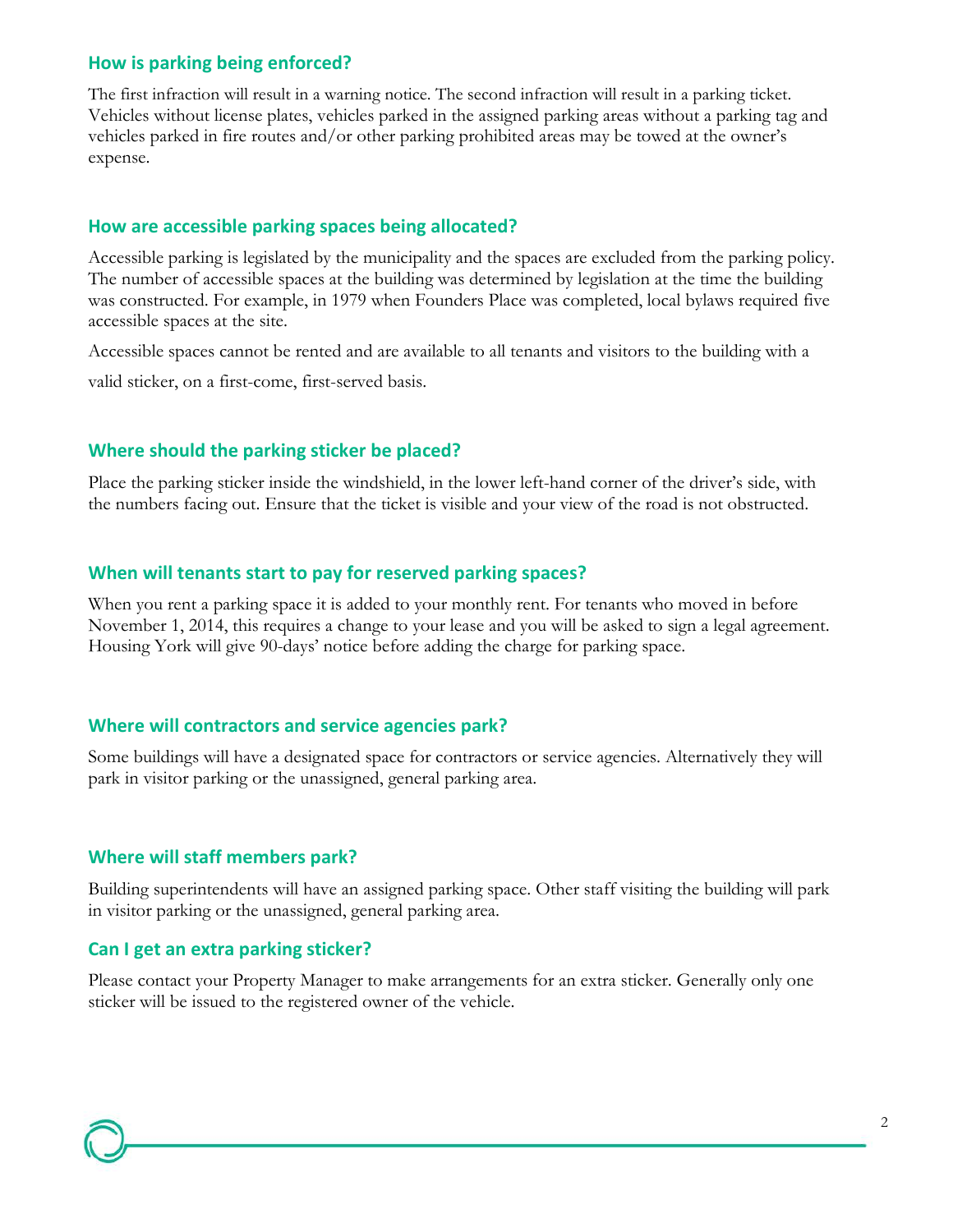## How is parking being enforced?

The first infraction will result in a warning notice. The second infraction will result in a parking ticket. Vehicles without license plates, vehicles parked in the assigned parking areas without a parking tag and vehicles parked in fire routes and/or other parking prohibited areas may be towed at the owner's expense.

## How are accessible parking spaces being allocated?

Accessible parking is legislated by the municipality and the spaces are excluded from the parking policy. The number of accessible spaces at the building was determined by legislation at the time the building was constructed. For example, in 1979 when Founders Place was completed, local bylaws required five accessible spaces at the site.

Accessible spaces cannot be rented and are available to all tenants and visitors to the building with a valid sticker, on a first-come, first-served basis.

## Where should the parking sticker be placed?

Place the parking sticker inside the windshield, in the lower left-hand corner of the driver's side, with the numbers facing out. Ensure that the ticket is visible and your view of the road is not obstructed.

## When will tenants start to pay for reserved parking spaces?

When you rent a parking space it is added to your monthly rent. For tenants who moved in before November 1, 2014, this requires a change to your lease and you will be asked to sign a legal agreement. Housing York will give 90-days' notice before adding the charge for parking space.

## Where will contractors and service agencies park?

Some buildings will have a designated space for contractors or service agencies. Alternatively they will park in visitor parking or the unassigned, general parking area.

## Where will staff members park?

Building superintendents will have an assigned parking space. Other staff visiting the building will park in visitor parking or the unassigned, general parking area.

## Can I get an extra parking sticker?

Please contact your Property Manager to make arrangements for an extra sticker. Generally only one sticker will be issued to the registered owner of the vehicle.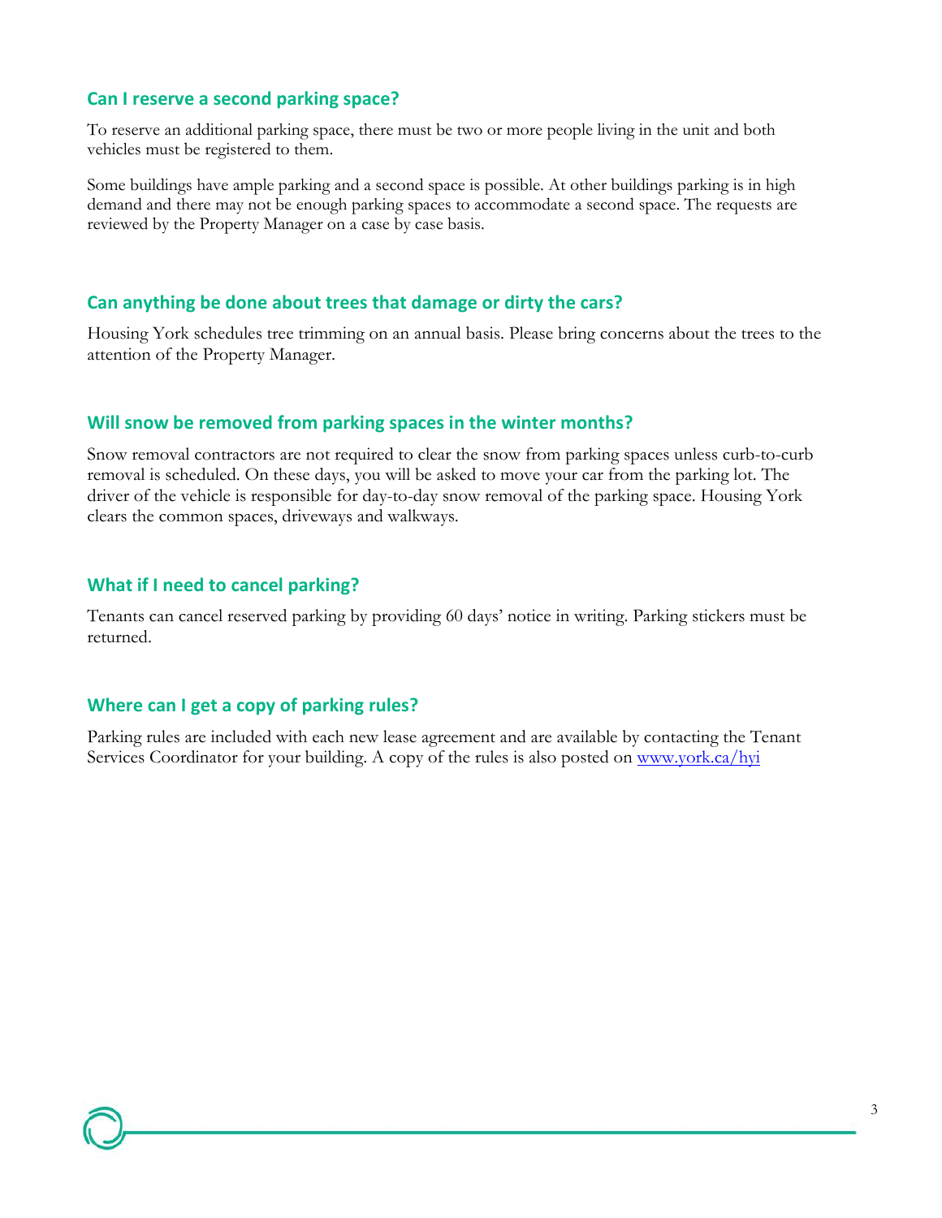## Can I reserve a second parking space?

To reserve an additional parking space, there must be two or more people living in the unit and both vehicles must be registered to them.

Some buildings have ample parking and a second space is possible. At other buildings parking is in high demand and there may not be enough parking spaces to accommodate a second space. The requests are reviewed by the Property Manager on a case by case basis.

## Can anything be done about trees that damage or dirty the cars?

Housing York schedules tree trimming on an annual basis. Please bring concerns about the trees to the attention of the Property Manager.

## Will snow be removed from parking spaces in the winter months?

Snow removal contractors are not required to clear the snow from parking spaces unless curb-to-curb removal is scheduled. On these days, you will be asked to move your car from the parking lot. The driver of the vehicle is responsible for day-to-day snow removal of the parking space. Housing York clears the common spaces, driveways and walkways.

## What if I need to cancel parking?

Tenants can cancel reserved parking by providing 60 days' notice in writing. Parking stickers must be returned.

## Where can I get a copy of parking rules?

Parking rules are included with each new lease agreement and are available by contacting the Tenant Services Coordinator for your building. A copy of the rules is also posted on [www.york.ca/hyi](http://www.york.ca/hyi)